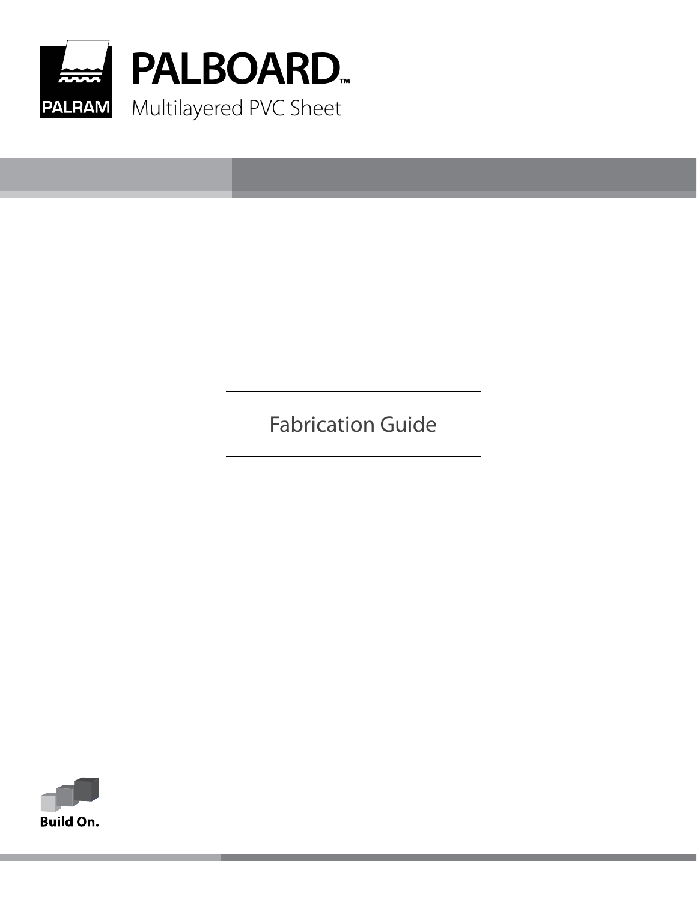PALRAM

# PALBOARD™

Multilayered PVC Sheet

## Fabrication Guide

Build On.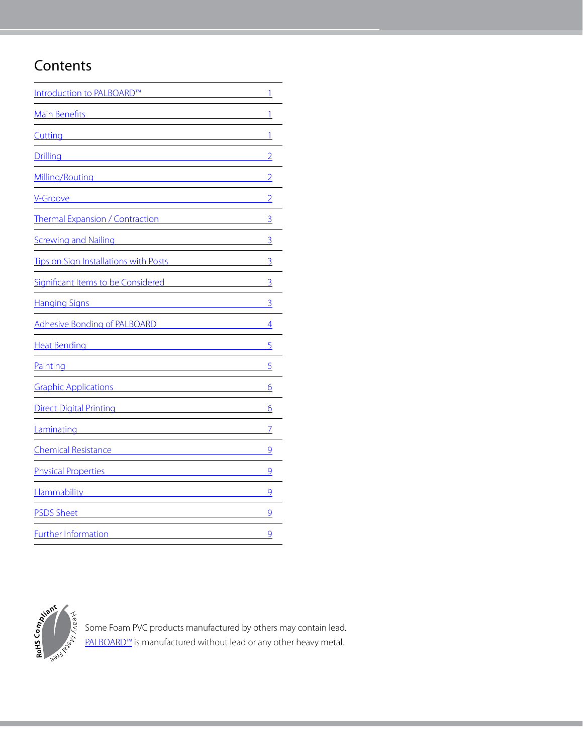# Contents

| | |
|---|---|
| Introduction to PALBOARD™ | 1 |
| Main Benefits | 1 |
| Cutting | 1 |
| Drilling | 2 |
| Milling/Routing | 2 |
| V-Groove | 2 |
| Thermal Expansion / Contraction | 3 |
| Screwing and Nailing | 3 |
| Tips on Sign Installations with Posts | 3 |
| Significant Items to be Considered | 3 |
| Hanging Signs | 3 |
| Adhesive Bonding of PALBOARD | 4 |
| Heat Bending | 5 |
| Painting | 5 |
| Graphic Applications | 6 |
| Direct Digital Printing | 6 |
| Laminating | 7 |
| Chemical Resistance | 9 |
| Physical Properties | 9 |
| Flammability | 9 |
| PSDS Sheet | 9 |
| Further Information | 9 |

RoHS Compliant — Heavy Metal Free

Some Foam PVC products manufactured by others may contain lead.
PALBOARD™ is manufactured without lead or any other heavy metal.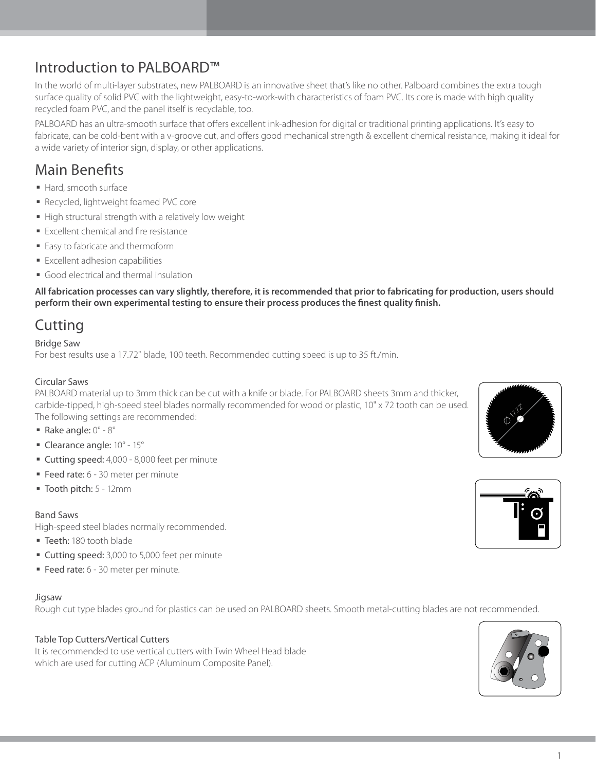# Introduction to PALBOARD™

In the world of multi-layer substrates, new PALBOARD is an innovative sheet that's like no other. Palboard combines the extra tough surface quality of solid PVC with the lightweight, easy-to-work-with characteristics of foam PVC. Its core is made with high quality recycled foam PVC, and the panel itself is recyclable, too.

PALBOARD has an ultra-smooth surface that offers excellent ink-adhesion for digital or traditional printing applications. It's easy to fabricate, can be cold-bent with a v-groove cut, and offers good mechanical strength & excellent chemical resistance, making it ideal for a wide variety of interior sign, display, or other applications.

# Main Benefits

- Hard, smooth surface
- Recycled, lightweight foamed PVC core
- High structural strength with a relatively low weight
- Excellent chemical and fire resistance
- Easy to fabricate and thermoform
- Excellent adhesion capabilities
- Good electrical and thermal insulation

**All fabrication processes can vary slightly, therefore, it is recommended that prior to fabricating for production, users should perform their own experimental testing to ensure their process produces the finest quality finish.**

# Cutting

## Bridge Saw

For best results use a 17.72" blade, 100 teeth. Recommended cutting speed is up to 35 ft./min.

## Circular Saws

PALBOARD material up to 3mm thick can be cut with a knife or blade. For PALBOARD sheets 3mm and thicker, carbide-tipped, high-speed steel blades normally recommended for wood or plastic, 10" x 72 tooth can be used. The following settings are recommended:

- Rake angle: 0° - 8°
- Clearance angle: 10° - 15°
- Cutting speed: 4,000 - 8,000 feet per minute
- Feed rate: 6 - 30 meter per minute
- Tooth pitch: 5 - 12mm

## Band Saws

High-speed steel blades normally recommended.

- Teeth: 180 tooth blade
- Cutting speed: 3,000 to 5,000 feet per minute
- Feed rate: 6 - 30 meter per minute.

## Jigsaw

Rough cut type blades ground for plastics can be used on PALBOARD sheets. Smooth metal-cutting blades are not recommended.

## Table Top Cutters/Vertical Cutters

It is recommended to use vertical cutters with Twin Wheel Head blade which are used for cutting ACP (Aluminum Composite Panel).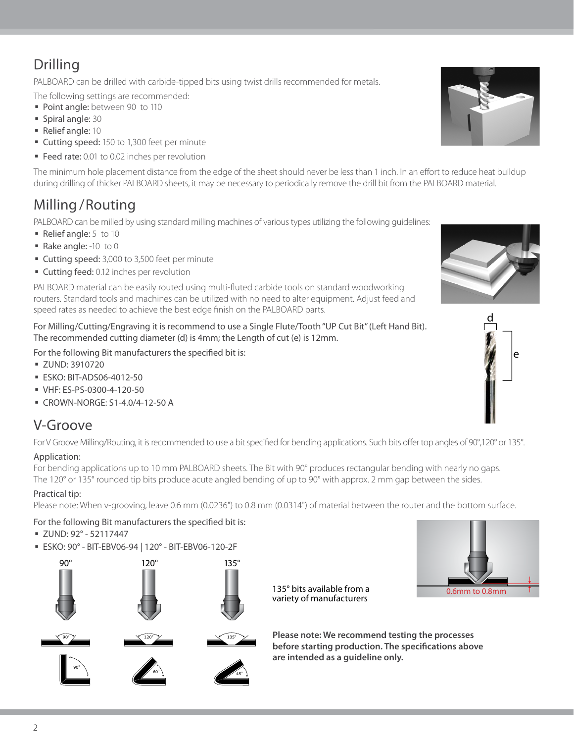## Drilling

PALBOARD can be drilled with carbide-tipped bits using twist drills recommended for metals.

The following settings are recommended:

- **Point angle:** between 90 to 110
- **Spiral angle:** 30
- **Relief angle:** 10
- **Cutting speed:** 150 to 1,300 feet per minute
- **Feed rate:** 0.01 to 0.02 inches per revolution

The minimum hole placement distance from the edge of the sheet should never be less than 1 inch. In an effort to reduce heat buildup during drilling of thicker PALBOARD sheets, it may be necessary to periodically remove the drill bit from the PALBOARD material.

## Milling / Routing

PALBOARD can be milled by using standard milling machines of various types utilizing the following guidelines:

- **Relief angle:** 5 to 10
- **Rake angle:** -10 to 0
- **Cutting speed:** 3,000 to 3,500 feet per minute
- **Cutting feed:** 0.12 inches per revolution

PALBOARD material can be easily routed using multi-fluted carbide tools on standard woodworking routers. Standard tools and machines can be utilized with no need to alter equipment. Adjust feed and speed rates as needed to achieve the best edge finish on the PALBOARD parts.

For Milling/Cutting/Engraving it is recommend to use a Single Flute/Tooth "UP Cut Bit" (Left Hand Bit). The recommended cutting diameter (d) is 4mm; the Length of cut (e) is 12mm.

For the following Bit manufacturers the specified bit is:

- ZUND: 3910720
- ESKO: BIT-ADS06-4012-50
- VHF: ES-PS-0300-4-120-50
- CROWN-NORGE: S1-4.0/4-12-50 A

## V-Groove

For V Groove Milling/Routing, it is recommended to use a bit specified for bending applications. Such bits offer top angles of 90°,120° or 135°.

Application:

For bending applications up to 10 mm PALBOARD sheets. The Bit with 90° produces rectangular bending with nearly no gaps. The 120° or 135° rounded tip bits produce acute angled bending of up to 90° with approx. 2 mm gap between the sides.

Practical tip:

Please note: When v-grooving, leave 0.6 mm (0.0236") to 0.8 mm (0.0314") of material between the router and the bottom surface.

For the following Bit manufacturers the specified bit is:

- ZUND: 92° - 52117447
- ESKO: 90° - BIT-EBV06-94 | 120° - BIT-EBV06-120-2F

90° 120° 135°

135° bits available from a variety of manufacturers

0.6mm to 0.8mm

**Please note: We recommend testing the processes before starting production. The specifications above are intended as a guideline only.**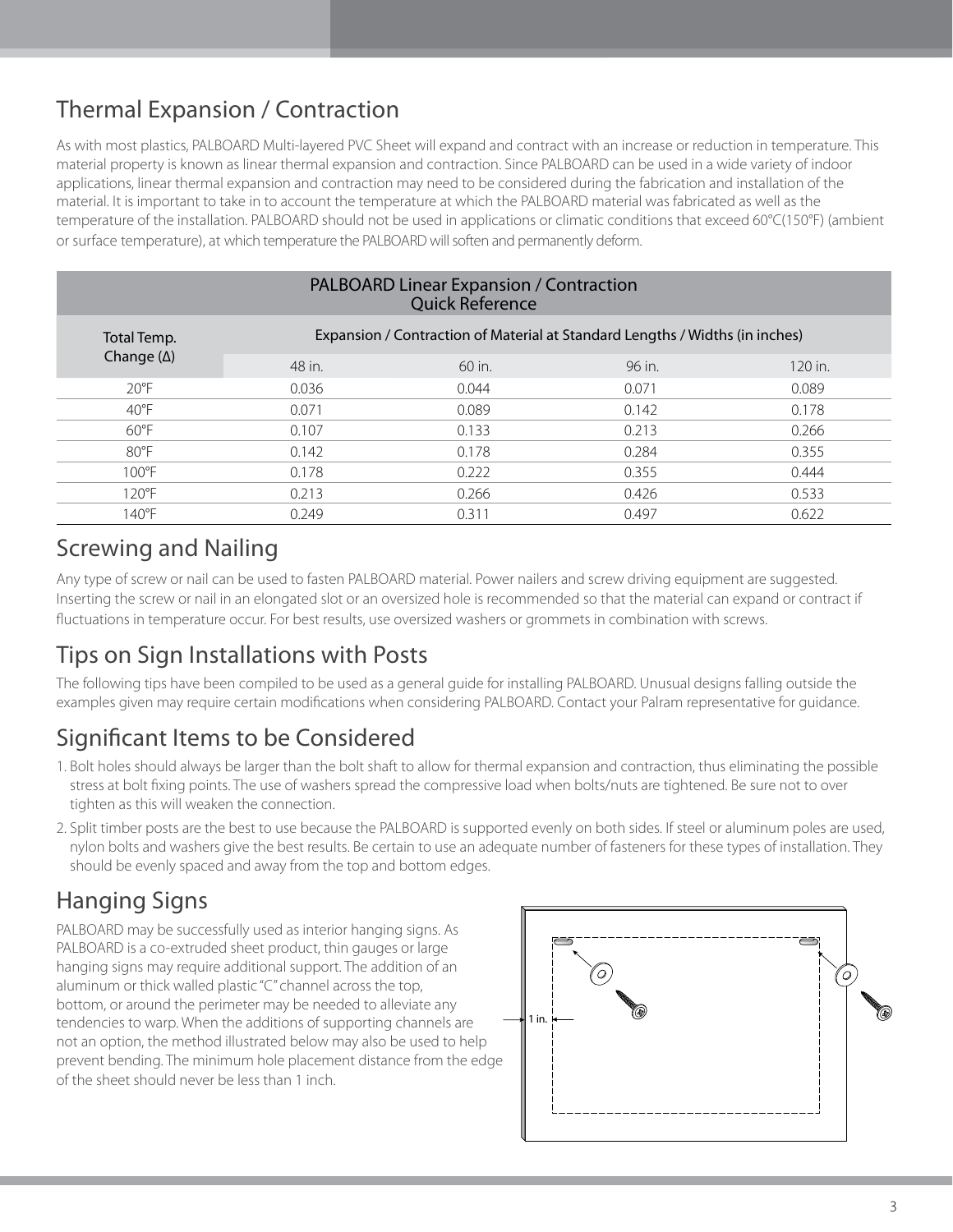## Thermal Expansion / Contraction

As with most plastics, PALBOARD Multi-layered PVC Sheet will expand and contract with an increase or reduction in temperature. This material property is known as linear thermal expansion and contraction. Since PALBOARD can be used in a wide variety of indoor applications, linear thermal expansion and contraction may need to be considered during the fabrication and installation of the material. It is important to take in to account the temperature at which the PALBOARD material was fabricated as well as the temperature of the installation. PALBOARD should not be used in applications or climatic conditions that exceed 60°C(150°F) (ambient or surface temperature), at which temperature the PALBOARD will soften and permanently deform.

| PALBOARD Linear Expansion / Contraction Quick Reference | | | | |
|---|---|---|---|---|
| Total Temp. Change (Δ) | Expansion / Contraction of Material at Standard Lengths / Widths (in inches) | | | |
| | 48 in. | 60 in. | 96 in. | 120 in. |
| 20°F | 0.036 | 0.044 | 0.071 | 0.089 |
| 40°F | 0.071 | 0.089 | 0.142 | 0.178 |
| 60°F | 0.107 | 0.133 | 0.213 | 0.266 |
| 80°F | 0.142 | 0.178 | 0.284 | 0.355 |
| 100°F | 0.178 | 0.222 | 0.355 | 0.444 |
| 120°F | 0.213 | 0.266 | 0.426 | 0.533 |
| 140°F | 0.249 | 0.311 | 0.497 | 0.622 |

## Screwing and Nailing

Any type of screw or nail can be used to fasten PALBOARD material. Power nailers and screw driving equipment are suggested. Inserting the screw or nail in an elongated slot or an oversized hole is recommended so that the material can expand or contract if fluctuations in temperature occur. For best results, use oversized washers or grommets in combination with screws.

## Tips on Sign Installations with Posts

The following tips have been compiled to be used as a general guide for installing PALBOARD. Unusual designs falling outside the examples given may require certain modifications when considering PALBOARD. Contact your Palram representative for guidance.

## Significant Items to be Considered

1. Bolt holes should always be larger than the bolt shaft to allow for thermal expansion and contraction, thus eliminating the possible stress at bolt fixing points. The use of washers spread the compressive load when bolts/nuts are tightened. Be sure not to over tighten as this will weaken the connection.
2. Split timber posts are the best to use because the PALBOARD is supported evenly on both sides. If steel or aluminum poles are used, nylon bolts and washers give the best results. Be certain to use an adequate number of fasteners for these types of installation. They should be evenly spaced and away from the top and bottom edges.

## Hanging Signs

PALBOARD may be successfully used as interior hanging signs. As PALBOARD is a co-extruded sheet product, thin gauges or large hanging signs may require additional support. The addition of an aluminum or thick walled plastic "C" channel across the top, bottom, or around the perimeter may be needed to alleviate any tendencies to warp. When the additions of supporting channels are not an option, the method illustrated below may also be used to help prevent bending. The minimum hole placement distance from the edge of the sheet should never be less than 1 inch.

1 in.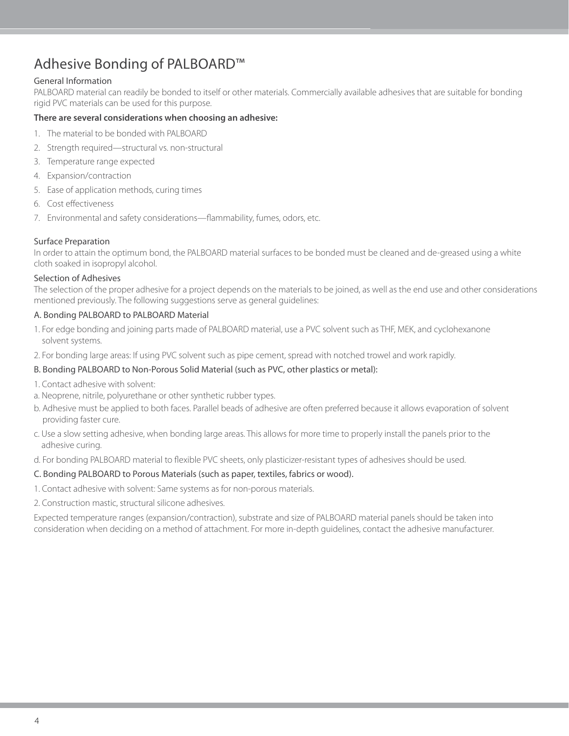# Adhesive Bonding of PALBOARD™

### General Information

PALBOARD material can readily be bonded to itself or other materials. Commercially available adhesives that are suitable for bonding rigid PVC materials can be used for this purpose.

**There are several considerations when choosing an adhesive:**

1. The material to be bonded with PALBOARD
2. Strength required—structural vs. non-structural
3. Temperature range expected
4. Expansion/contraction
5. Ease of application methods, curing times
6. Cost effectiveness
7. Environmental and safety considerations—flammability, fumes, odors, etc.

### Surface Preparation

In order to attain the optimum bond, the PALBOARD material surfaces to be bonded must be cleaned and de-greased using a white cloth soaked in isopropyl alcohol.

### Selection of Adhesives

The selection of the proper adhesive for a project depends on the materials to be joined, as well as the end use and other considerations mentioned previously. The following suggestions serve as general guidelines:

#### A. Bonding PALBOARD to PALBOARD Material

1. For edge bonding and joining parts made of PALBOARD material, use a PVC solvent such as THF, MEK, and cyclohexanone solvent systems.
2. For bonding large areas: If using PVC solvent such as pipe cement, spread with notched trowel and work rapidly.

#### B. Bonding PALBOARD to Non-Porous Solid Material (such as PVC, other plastics or metal):

1. Contact adhesive with solvent:

a. Neoprene, nitrile, polyurethane or other synthetic rubber types.

b. Adhesive must be applied to both faces. Parallel beads of adhesive are often preferred because it allows evaporation of solvent providing faster cure.

c. Use a slow setting adhesive, when bonding large areas. This allows for more time to properly install the panels prior to the adhesive curing.

d. For bonding PALBOARD material to flexible PVC sheets, only plasticizer-resistant types of adhesives should be used.

#### C. Bonding PALBOARD to Porous Materials (such as paper, textiles, fabrics or wood).

1. Contact adhesive with solvent: Same systems as for non-porous materials.
2. Construction mastic, structural silicone adhesives.

Expected temperature ranges (expansion/contraction), substrate and size of PALBOARD material panels should be taken into consideration when deciding on a method of attachment. For more in-depth guidelines, contact the adhesive manufacturer.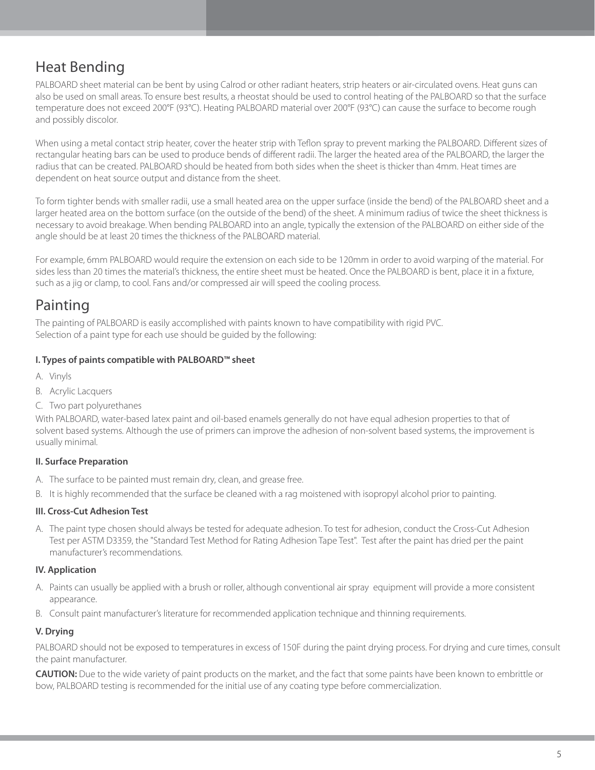## Heat Bending

PALBOARD sheet material can be bent by using Calrod or other radiant heaters, strip heaters or air-circulated ovens. Heat guns can also be used on small areas. To ensure best results, a rheostat should be used to control heating of the PALBOARD so that the surface temperature does not exceed 200°F (93°C). Heating PALBOARD material over 200°F (93°C) can cause the surface to become rough and possibly discolor.

When using a metal contact strip heater, cover the heater strip with Teflon spray to prevent marking the PALBOARD. Different sizes of rectangular heating bars can be used to produce bends of different radii. The larger the heated area of the PALBOARD, the larger the radius that can be created. PALBOARD should be heated from both sides when the sheet is thicker than 4mm. Heat times are dependent on heat source output and distance from the sheet.

To form tighter bends with smaller radii, use a small heated area on the upper surface (inside the bend) of the PALBOARD sheet and a larger heated area on the bottom surface (on the outside of the bend) of the sheet. A minimum radius of twice the sheet thickness is necessary to avoid breakage. When bending PALBOARD into an angle, typically the extension of the PALBOARD on either side of the angle should be at least 20 times the thickness of the PALBOARD material.

For example, 6mm PALBOARD would require the extension on each side to be 120mm in order to avoid warping of the material. For sides less than 20 times the material's thickness, the entire sheet must be heated. Once the PALBOARD is bent, place it in a fixture, such as a jig or clamp, to cool. Fans and/or compressed air will speed the cooling process.

## Painting

The painting of PALBOARD is easily accomplished with paints known to have compatibility with rigid PVC.
Selection of a paint type for each use should be guided by the following:

**I. Types of paints compatible with PALBOARD™ sheet**

A. Vinyls
B. Acrylic Lacquers
C. Two part polyurethanes

With PALBOARD, water-based latex paint and oil-based enamels generally do not have equal adhesion properties to that of solvent based systems. Although the use of primers can improve the adhesion of non-solvent based systems, the improvement is usually minimal.

**II. Surface Preparation**

A. The surface to be painted must remain dry, clean, and grease free.
B. It is highly recommended that the surface be cleaned with a rag moistened with isopropyl alcohol prior to painting.

**III. Cross-Cut Adhesion Test**

A. The paint type chosen should always be tested for adequate adhesion. To test for adhesion, conduct the Cross-Cut Adhesion Test per ASTM D3359, the "Standard Test Method for Rating Adhesion Tape Test". Test after the paint has dried per the paint manufacturer's recommendations.

**IV. Application**

A. Paints can usually be applied with a brush or roller, although conventional air spray equipment will provide a more consistent appearance.
B. Consult paint manufacturer's literature for recommended application technique and thinning requirements.

**V. Drying**

PALBOARD should not be exposed to temperatures in excess of 150F during the paint drying process. For drying and cure times, consult the paint manufacturer.

**CAUTION:** Due to the wide variety of paint products on the market, and the fact that some paints have been known to embrittle or bow, PALBOARD testing is recommended for the initial use of any coating type before commercialization.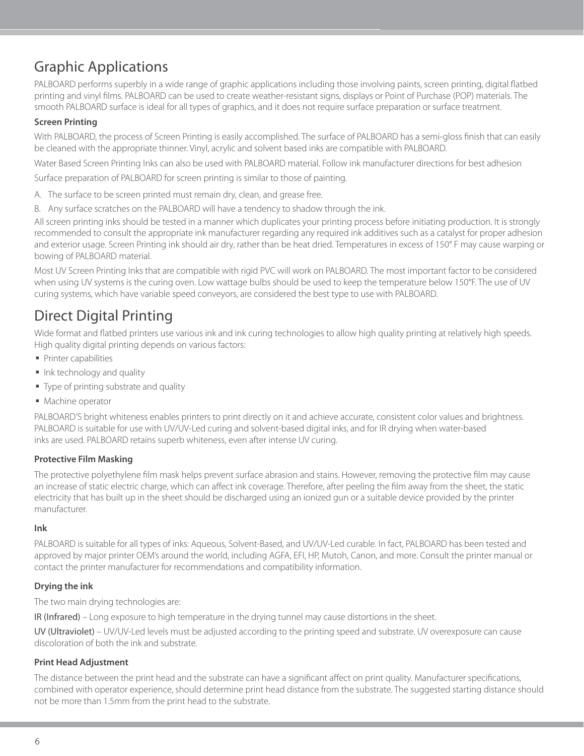# Graphic Applications

PALBOARD performs superbly in a wide range of graphic applications including those involving paints, screen printing, digital flatbed printing and vinyl films. PALBOARD can be used to create weather-resistant signs, displays or Point of Purchase (POP) materials. The smooth PALBOARD surface is ideal for all types of graphics, and it does not require surface preparation or surface treatment.

### Screen Printing

With PALBOARD, the process of Screen Printing is easily accomplished. The surface of PALBOARD has a semi-gloss finish that can easily be cleaned with the appropriate thinner. Vinyl, acrylic and solvent based inks are compatible with PALBOARD.

Water Based Screen Printing Inks can also be used with PALBOARD material. Follow ink manufacturer directions for best adhesion

Surface preparation of PALBOARD for screen printing is similar to those of painting.

A. The surface to be screen printed must remain dry, clean, and grease free.

B. Any surface scratches on the PALBOARD will have a tendency to shadow through the ink.

All screen printing inks should be tested in a manner which duplicates your printing process before initiating production. It is strongly recommended to consult the appropriate ink manufacturer regarding any required ink additives such as a catalyst for proper adhesion and exterior usage. Screen Printing ink should air dry, rather than be heat dried. Temperatures in excess of 150° F may cause warping or bowing of PALBOARD material.

Most UV Screen Printing Inks that are compatible with rigid PVC will work on PALBOARD. The most important factor to be considered when using UV systems is the curing oven. Low wattage bulbs should be used to keep the temperature below 150°F. The use of UV curing systems, which have variable speed conveyors, are considered the best type to use with PALBOARD.

# Direct Digital Printing

Wide format and flatbed printers use various ink and ink curing technologies to allow high quality printing at relatively high speeds. High quality digital printing depends on various factors:

- Printer capabilities
- Ink technology and quality
- Type of printing substrate and quality
- Machine operator

PALBOARD'S bright whiteness enables printers to print directly on it and achieve accurate, consistent color values and brightness. PALBOARD is suitable for use with UV/UV-Led curing and solvent-based digital inks, and for IR drying when water-based inks are used. PALBOARD retains superb whiteness, even after intense UV curing.

### Protective Film Masking

The protective polyethylene film mask helps prevent surface abrasion and stains. However, removing the protective film may cause an increase of static electric charge, which can affect ink coverage. Therefore, after peeling the film away from the sheet, the static electricity that has built up in the sheet should be discharged using an ionized gun or a suitable device provided by the printer manufacturer.

### Ink

PALBOARD is suitable for all types of inks: Aqueous, Solvent-Based, and UV/UV-Led curable. In fact, PALBOARD has been tested and approved by major printer OEM's around the world, including AGFA, EFI, HP, Mutoh, Canon, and more. Consult the printer manual or contact the printer manufacturer for recommendations and compatibility information.

### Drying the ink

The two main drying technologies are:

IR (Infrared) – Long exposure to high temperature in the drying tunnel may cause distortions in the sheet.

UV (Ultraviolet) – UV/UV-Led levels must be adjusted according to the printing speed and substrate. UV overexposure can cause discoloration of both the ink and substrate.

### Print Head Adjustment

The distance between the print head and the substrate can have a significant affect on print quality. Manufacturer specifications, combined with operator experience, should determine print head distance from the substrate. The suggested starting distance should not be more than 1.5mm from the print head to the substrate.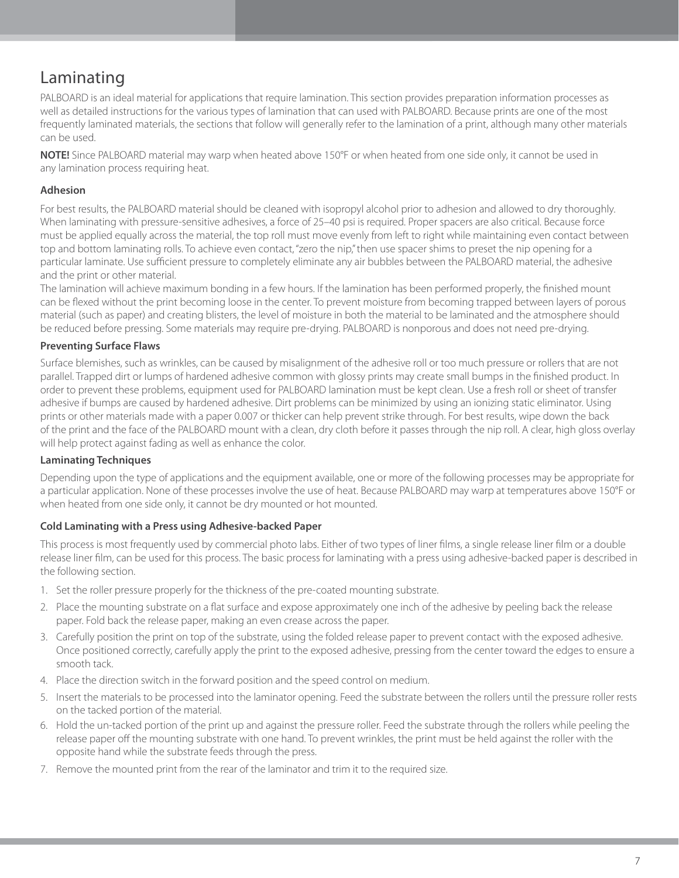# Laminating

PALBOARD is an ideal material for applications that require lamination. This section provides preparation information processes as well as detailed instructions for the various types of lamination that can used with PALBOARD. Because prints are one of the most frequently laminated materials, the sections that follow will generally refer to the lamination of a print, although many other materials can be used.

**NOTE!** Since PALBOARD material may warp when heated above 150°F or when heated from one side only, it cannot be used in any lamination process requiring heat.

### Adhesion

For best results, the PALBOARD material should be cleaned with isopropyl alcohol prior to adhesion and allowed to dry thoroughly. When laminating with pressure-sensitive adhesives, a force of 25–40 psi is required. Proper spacers are also critical. Because force must be applied equally across the material, the top roll must move evenly from left to right while maintaining even contact between top and bottom laminating rolls. To achieve even contact, "zero the nip," then use spacer shims to preset the nip opening for a particular laminate. Use sufficient pressure to completely eliminate any air bubbles between the PALBOARD material, the adhesive and the print or other material.

The lamination will achieve maximum bonding in a few hours. If the lamination has been performed properly, the finished mount can be flexed without the print becoming loose in the center. To prevent moisture from becoming trapped between layers of porous material (such as paper) and creating blisters, the level of moisture in both the material to be laminated and the atmosphere should be reduced before pressing. Some materials may require pre-drying. PALBOARD is nonporous and does not need pre-drying.

### Preventing Surface Flaws

Surface blemishes, such as wrinkles, can be caused by misalignment of the adhesive roll or too much pressure or rollers that are not parallel. Trapped dirt or lumps of hardened adhesive common with glossy prints may create small bumps in the finished product. In order to prevent these problems, equipment used for PALBOARD lamination must be kept clean. Use a fresh roll or sheet of transfer adhesive if bumps are caused by hardened adhesive. Dirt problems can be minimized by using an ionizing static eliminator. Using prints or other materials made with a paper 0.007 or thicker can help prevent strike through. For best results, wipe down the back of the print and the face of the PALBOARD mount with a clean, dry cloth before it passes through the nip roll. A clear, high gloss overlay will help protect against fading as well as enhance the color.

### Laminating Techniques

Depending upon the type of applications and the equipment available, one or more of the following processes may be appropriate for a particular application. None of these processes involve the use of heat. Because PALBOARD may warp at temperatures above 150°F or when heated from one side only, it cannot be dry mounted or hot mounted.

### Cold Laminating with a Press using Adhesive-backed Paper

This process is most frequently used by commercial photo labs. Either of two types of liner films, a single release liner film or a double release liner film, can be used for this process. The basic process for laminating with a press using adhesive-backed paper is described in the following section.

1. Set the roller pressure properly for the thickness of the pre-coated mounting substrate.
2. Place the mounting substrate on a flat surface and expose approximately one inch of the adhesive by peeling back the release paper. Fold back the release paper, making an even crease across the paper.
3. Carefully position the print on top of the substrate, using the folded release paper to prevent contact with the exposed adhesive. Once positioned correctly, carefully apply the print to the exposed adhesive, pressing from the center toward the edges to ensure a smooth tack.
4. Place the direction switch in the forward position and the speed control on medium.
5. Insert the materials to be processed into the laminator opening. Feed the substrate between the rollers until the pressure roller rests on the tacked portion of the material.
6. Hold the un-tacked portion of the print up and against the pressure roller. Feed the substrate through the rollers while peeling the release paper off the mounting substrate with one hand. To prevent wrinkles, the print must be held against the roller with the opposite hand while the substrate feeds through the press.
7. Remove the mounted print from the rear of the laminator and trim it to the required size.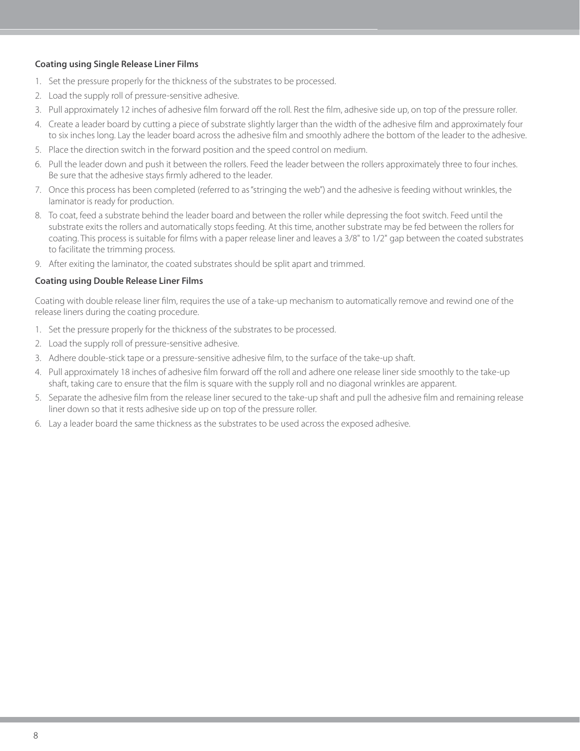**Coating using Single Release Liner Films**

1. Set the pressure properly for the thickness of the substrates to be processed.
2. Load the supply roll of pressure-sensitive adhesive.
3. Pull approximately 12 inches of adhesive film forward off the roll. Rest the film, adhesive side up, on top of the pressure roller.
4. Create a leader board by cutting a piece of substrate slightly larger than the width of the adhesive film and approximately four to six inches long. Lay the leader board across the adhesive film and smoothly adhere the bottom of the leader to the adhesive.
5. Place the direction switch in the forward position and the speed control on medium.
6. Pull the leader down and push it between the rollers. Feed the leader between the rollers approximately three to four inches. Be sure that the adhesive stays firmly adhered to the leader.
7. Once this process has been completed (referred to as "stringing the web") and the adhesive is feeding without wrinkles, the laminator is ready for production.
8. To coat, feed a substrate behind the leader board and between the roller while depressing the foot switch. Feed until the substrate exits the rollers and automatically stops feeding. At this time, another substrate may be fed between the rollers for coating. This process is suitable for films with a paper release liner and leaves a 3/8" to 1/2" gap between the coated substrates to facilitate the trimming process.
9. After exiting the laminator, the coated substrates should be split apart and trimmed.

**Coating using Double Release Liner Films**

Coating with double release liner film, requires the use of a take-up mechanism to automatically remove and rewind one of the release liners during the coating procedure.

1. Set the pressure properly for the thickness of the substrates to be processed.
2. Load the supply roll of pressure-sensitive adhesive.
3. Adhere double-stick tape or a pressure-sensitive adhesive film, to the surface of the take-up shaft.
4. Pull approximately 18 inches of adhesive film forward off the roll and adhere one release liner side smoothly to the take-up shaft, taking care to ensure that the film is square with the supply roll and no diagonal wrinkles are apparent.
5. Separate the adhesive film from the release liner secured to the take-up shaft and pull the adhesive film and remaining release liner down so that it rests adhesive side up on top of the pressure roller.
6. Lay a leader board the same thickness as the substrates to be used across the exposed adhesive.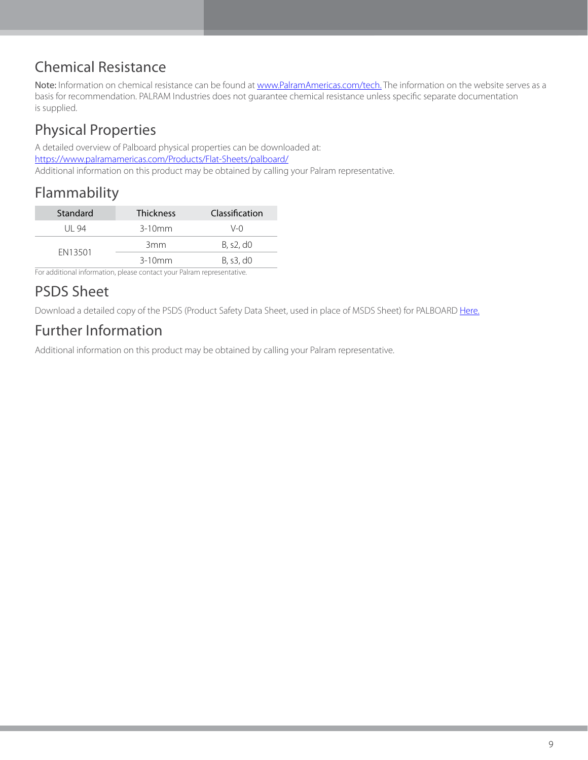## Chemical Resistance

**Note:** Information on chemical resistance can be found at [www.PalramAmericas.com/tech.](www.PalramAmericas.com/tech) The information on the website serves as a basis for recommendation. PALRAM Industries does not guarantee chemical resistance unless specific separate documentation is supplied.

## Physical Properties

A detailed overview of Palboard physical properties can be downloaded at:
[https://www.palramamericas.com/Products/Flat-Sheets/palboard/](https://www.palramamericas.com/Products/Flat-Sheets/palboard/)
Additional information on this product may be obtained by calling your Palram representative.

## Flammability

| Standard | Thickness | Classification |
|---|---|---|
| UL 94 | 3-10mm | V-0 |
| EN13501 | 3mm | B, s2, d0 |
| | 3-10mm | B, s3, d0 |

For additional information, please contact your Palram representative.

## PSDS Sheet

Download a detailed copy of the PSDS (Product Safety Data Sheet, used in place of MSDS Sheet) for PALBOARD Here.

## Further Information

Additional information on this product may be obtained by calling your Palram representative.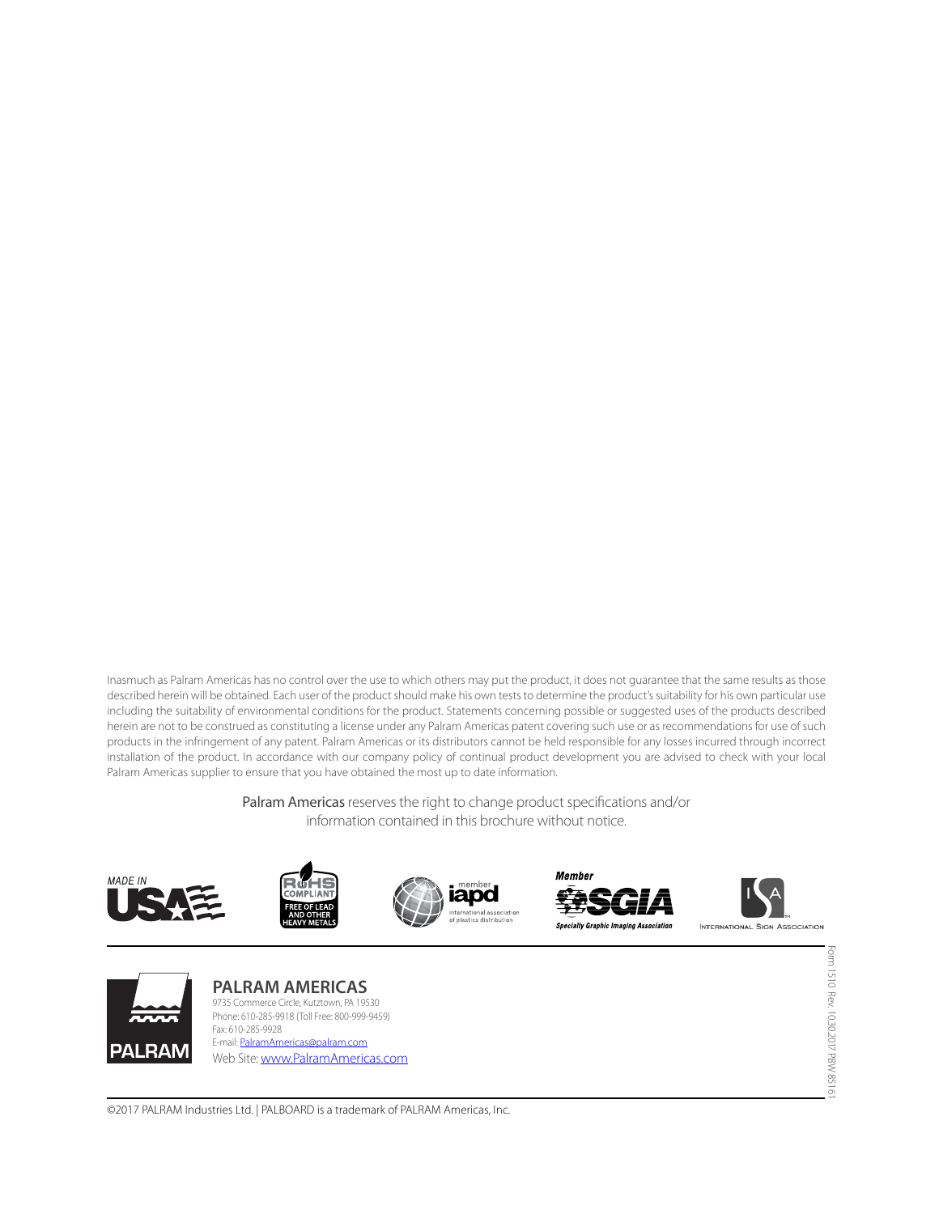Inasmuch as Palram Americas has no control over the use to which others may put the product, it does not guarantee that the same results as those described herein will be obtained. Each user of the product should make his own tests to determine the product's suitability for his own particular use including the suitability of environmental conditions for the product. Statements concerning possible or suggested uses of the products described herein are not to be construed as constituting a license under any Palram Americas patent covering such use or as recommendations for use of such products in the infringement of any patent. Palram Americas or its distributors cannot be held responsible for any losses incurred through incorrect installation of the product. In accordance with our company policy of continual product development you are advised to check with your local Palram Americas supplier to ensure that you have obtained the most up to date information.

Palram Americas reserves the right to change product specifications and/or information contained in this brochure without notice.

MADE IN USA

RoHS COMPLIANT FREE OF LEAD AND OTHER HEAVY METALS

member iapd international association of plastics distribution

Member SGIA Specialty Graphic Imaging Association

ISA INTERNATIONAL SIGN ASSOCIATION

Form 1510 Rev. 10.30.2017 PBW 85161

## PALRAM AMERICAS

9735 Commerce Circle, Kutztown, PA 19530
Phone: 610-285-9918 (Toll Free: 800-999-9459)
Fax: 610-285-9928
E-mail: PalramAmericas@palram.com
Web Site: www.PalramAmericas.com

©2017 PALRAM Industries Ltd. | PALBOARD is a trademark of PALRAM Americas, Inc.